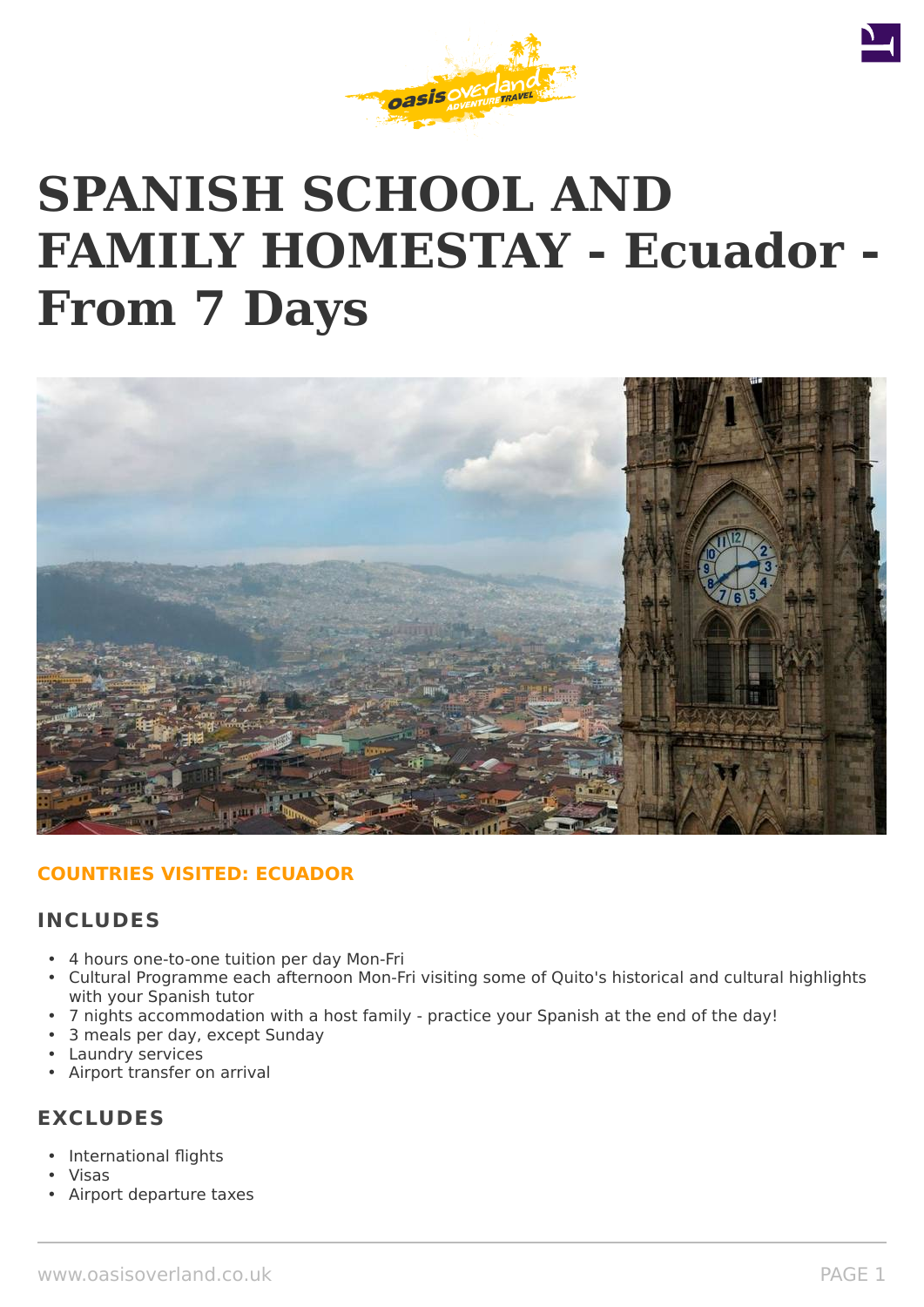# SPANISH SCHOOL AND FAMILY HOMESTAY - Ecuador - From 7 Days

**COUNTRIES VISITED: ECUADOR**

## INCLUDES

- 4 hours one-to-one tuition per day Mon-Fri
- Cultural Programme each afternoon Mon-Fri visiting some of Quito's historical and cultural highlights with your Spanish tutor
- 7 nights accommodation with a host family - practice your Spanish at the end of the day!
- 3 meals per day, except Sunday
- Laundry services
- Airport transfer on arrival

## EXCLUDES

- International flights
- Visas
- Airport departure taxes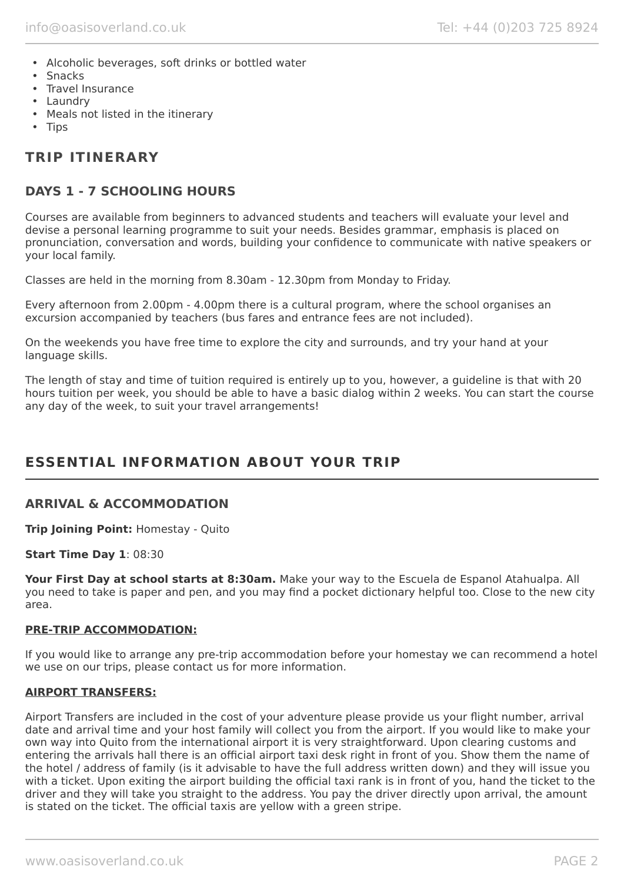- Alcoholic beverages, soft drinks or bottled water
- Snacks
- Travel Insurance
- Laundry
- Meals not listed in the itinerary
- Tips

## TRIP ITINERARY

### DAYS 1 - 7 SCHOOLING HOURS

Courses are available from beginners to advanced students and teachers will evaluate your level and devise a personal learning programme to suit your needs. Besides grammar, emphasis is placed on pronunciation, conversation and words, building your confidence to communicate with native speakers or your local family.

Classes are held in the morning from 8.30am - 12.30pm from Monday to Friday.

Every afternoon from 2.00pm - 4.00pm there is a cultural program, where the school organises an excursion accompanied by teachers (bus fares and entrance fees are not included).

On the weekends you have free time to explore the city and surrounds, and try your hand at your language skills.

The length of stay and time of tuition required is entirely up to you, however, a guideline is that with 20 hours tuition per week, you should be able to have a basic dialog within 2 weeks. You can start the course any day of the week, to suit your travel arrangements!

## ESSENTIAL INFORMATION ABOUT YOUR TRIP

### ARRIVAL & ACCOMMODATION

**Trip Joining Point:** Homestay - Quito

**Start Time Day 1**: 08:30

**Your First Day at school starts at 8:30am.** Make your way to the Escuela de Espanol Atahualpa. All you need to take is paper and pen, and you may find a pocket dictionary helpful too. Close to the new city area.

**PRE-TRIP ACCOMMODATION:**

If you would like to arrange any pre-trip accommodation before your homestay we can recommend a hotel we use on our trips, please contact us for more information.

**AIRPORT TRANSFERS:**

Airport Transfers are included in the cost of your adventure please provide us your flight number, arrival date and arrival time and your host family will collect you from the airport. If you would like to make your own way into Quito from the international airport it is very straightforward. Upon clearing customs and entering the arrivals hall there is an official airport taxi desk right in front of you. Show them the name of the hotel / address of family (is it advisable to have the full address written down) and they will issue you with a ticket. Upon exiting the airport building the official taxi rank is in front of you, hand the ticket to the driver and they will take you straight to the address. You pay the driver directly upon arrival, the amount is stated on the ticket. The official taxis are yellow with a green stripe.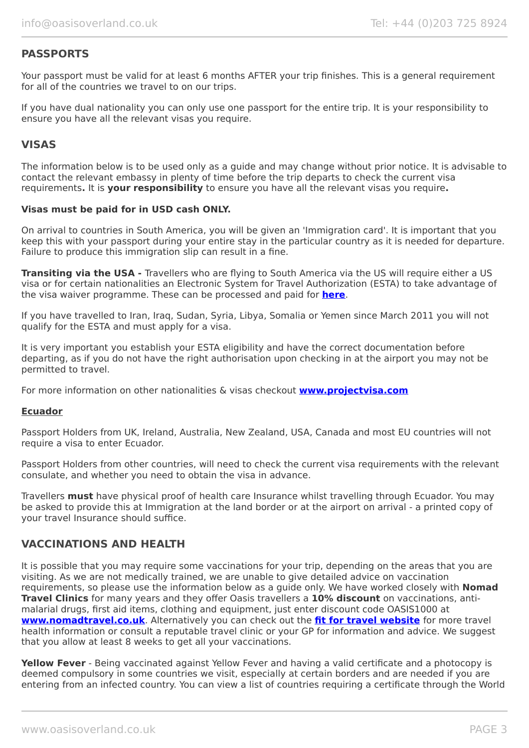## PASSPORTS

Your passport must be valid for at least 6 months AFTER your trip finishes. This is a general requirement for all of the countries we travel to on our trips.

If you have dual nationality you can only use one passport for the entire trip. It is your responsibility to ensure you have all the relevant visas you require.

## VISAS

The information below is to be used only as a guide and may change without prior notice. It is advisable to contact the relevant embassy in plenty of time before the trip departs to check the current visa requirements**.** It is **your responsibility** to ensure you have all the relevant visas you require**.**

**Visas must be paid for in USD cash ONLY.**

On arrival to countries in South America, you will be given an 'Immigration card'. It is important that you keep this with your passport during your entire stay in the particular country as it is needed for departure. Failure to produce this immigration slip can result in a fine.

**Transiting via the USA -** Travellers who are flying to South America via the US will require either a US visa or for certain nationalities an Electronic System for Travel Authorization (ESTA) to take advantage of the visa waiver programme. These can be processed and paid for **here**.

If you have travelled to Iran, Iraq, Sudan, Syria, Libya, Somalia or Yemen since March 2011 you will not qualify for the ESTA and must apply for a visa.

It is very important you establish your ESTA eligibility and have the correct documentation before departing, as if you do not have the right authorisation upon checking in at the airport you may not be permitted to travel.

For more information on other nationalities & visas checkout **www.projectvisa.com**

**Ecuador**

Passport Holders from UK, Ireland, Australia, New Zealand, USA, Canada and most EU countries will not require a visa to enter Ecuador.

Passport Holders from other countries, will need to check the current visa requirements with the relevant consulate, and whether you need to obtain the visa in advance.

Travellers **must** have physical proof of health care Insurance whilst travelling through Ecuador. You may be asked to provide this at Immigration at the land border or at the airport on arrival - a printed copy of your travel Insurance should suffice.

## VACCINATIONS AND HEALTH

It is possible that you may require some vaccinations for your trip, depending on the areas that you are visiting. As we are not medically trained, we are unable to give detailed advice on vaccination requirements, so please use the information below as a guide only. We have worked closely with **Nomad Travel Clinics** for many years and they offer Oasis travellers a **10% discount** on vaccinations, anti-malarial drugs, first aid items, clothing and equipment, just enter discount code OASIS1000 at **www.nomadtravel.co.uk**. Alternatively you can check out the **fit for travel website** for more travel health information or consult a reputable travel clinic or your GP for information and advice. We suggest that you allow at least 8 weeks to get all your vaccinations.

**Yellow Fever** - Being vaccinated against Yellow Fever and having a valid certificate and a photocopy is deemed compulsory in some countries we visit, especially at certain borders and are needed if you are entering from an infected country. You can view a list of countries requiring a certificate through the World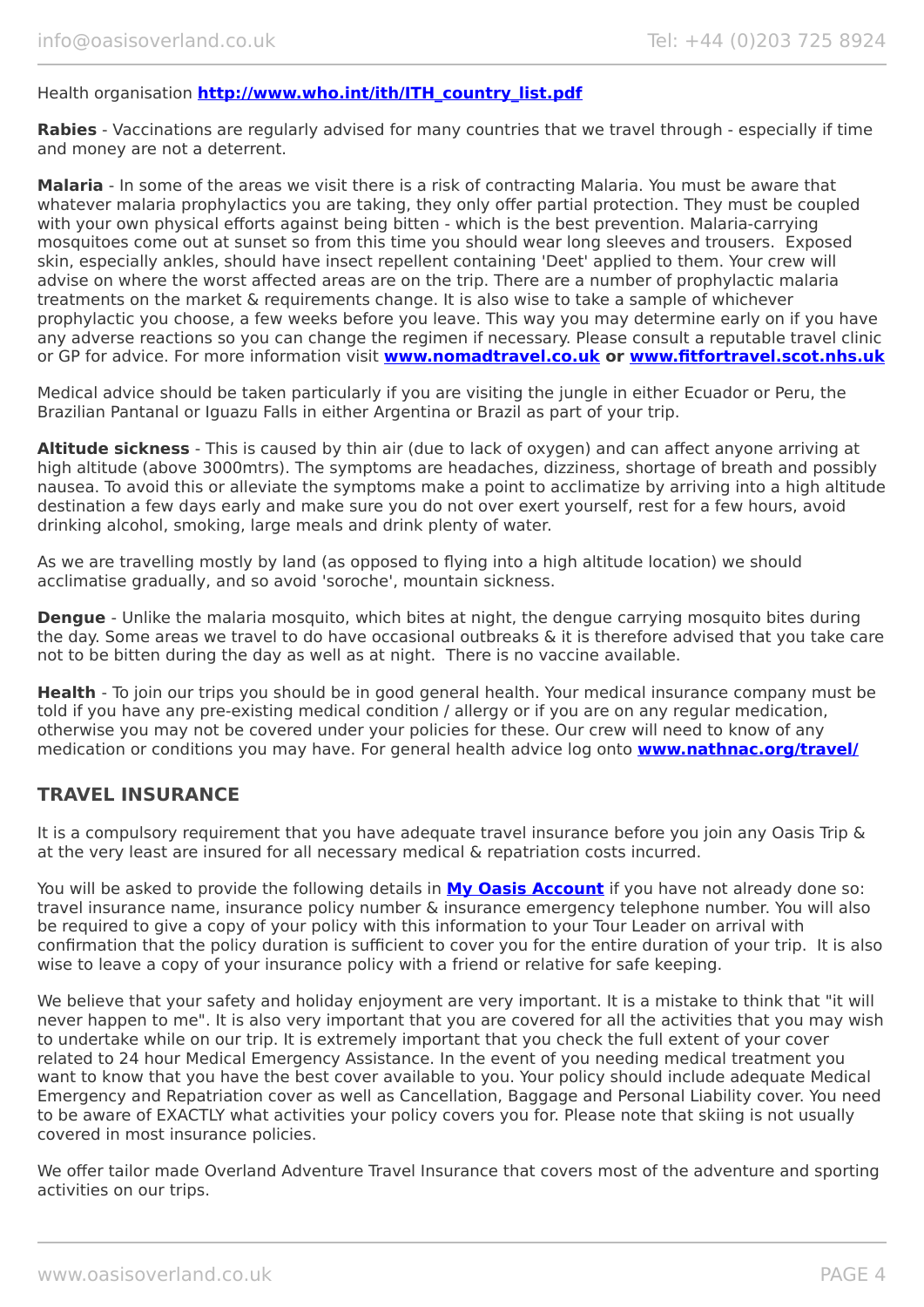Health organisation **[http://www.who.int/ith/ITH_country_list.pdf](http://www.who.int/ith/ITH_country_list.pdf)**

**Rabies** - Vaccinations are regularly advised for many countries that we travel through - especially if time and money are not a deterrent.

**Malaria** - In some of the areas we visit there is a risk of contracting Malaria. You must be aware that whatever malaria prophylactics you are taking, they only offer partial protection. They must be coupled with your own physical efforts against being bitten - which is the best prevention. Malaria-carrying mosquitoes come out at sunset so from this time you should wear long sleeves and trousers. Exposed skin, especially ankles, should have insect repellent containing 'Deet' applied to them. Your crew will advise on where the worst affected areas are on the trip. There are a number of prophylactic malaria treatments on the market & requirements change. It is also wise to take a sample of whichever prophylactic you choose, a few weeks before you leave. This way you may determine early on if you have any adverse reactions so you can change the regimen if necessary. Please consult a reputable travel clinic or GP for advice. For more information visit **[www.nomadtravel.co.uk](http://www.nomadtravel.co.uk)** **or** **[www.fitfortravel.scot.nhs.uk](http://www.fitfortravel.scot.nhs.uk)**

Medical advice should be taken particularly if you are visiting the jungle in either Ecuador or Peru, the Brazilian Pantanal or Iguazu Falls in either Argentina or Brazil as part of your trip.

**Altitude sickness** - This is caused by thin air (due to lack of oxygen) and can affect anyone arriving at high altitude (above 3000mtrs). The symptoms are headaches, dizziness, shortage of breath and possibly nausea. To avoid this or alleviate the symptoms make a point to acclimatize by arriving into a high altitude destination a few days early and make sure you do not over exert yourself, rest for a few hours, avoid drinking alcohol, smoking, large meals and drink plenty of water.

As we are travelling mostly by land (as opposed to flying into a high altitude location) we should acclimatise gradually, and so avoid 'soroche', mountain sickness.

**Dengue** - Unlike the malaria mosquito, which bites at night, the dengue carrying mosquito bites during the day. Some areas we travel to do have occasional outbreaks & it is therefore advised that you take care not to be bitten during the day as well as at night. There is no vaccine available.

**Health** - To join our trips you should be in good general health. Your medical insurance company must be told if you have any pre-existing medical condition / allergy or if you are on any regular medication, otherwise you may not be covered under your policies for these. Our crew will need to know of any medication or conditions you may have. For general health advice log onto **[www.nathnac.org/travel/](http://www.nathnac.org/travel/)**

## TRAVEL INSURANCE

It is a compulsory requirement that you have adequate travel insurance before you join any Oasis Trip & at the very least are insured for all necessary medical & repatriation costs incurred.

You will be asked to provide the following details in **My Oasis Account** if you have not already done so: travel insurance name, insurance policy number & insurance emergency telephone number. You will also be required to give a copy of your policy with this information to your Tour Leader on arrival with confirmation that the policy duration is sufficient to cover you for the entire duration of your trip. It is also wise to leave a copy of your insurance policy with a friend or relative for safe keeping.

We believe that your safety and holiday enjoyment are very important. It is a mistake to think that "it will never happen to me". It is also very important that you are covered for all the activities that you may wish to undertake while on our trip. It is extremely important that you check the full extent of your cover related to 24 hour Medical Emergency Assistance. In the event of you needing medical treatment you want to know that you have the best cover available to you. Your policy should include adequate Medical Emergency and Repatriation cover as well as Cancellation, Baggage and Personal Liability cover. You need to be aware of EXACTLY what activities your policy covers you for. Please note that skiing is not usually covered in most insurance policies.

We offer tailor made Overland Adventure Travel Insurance that covers most of the adventure and sporting activities on our trips.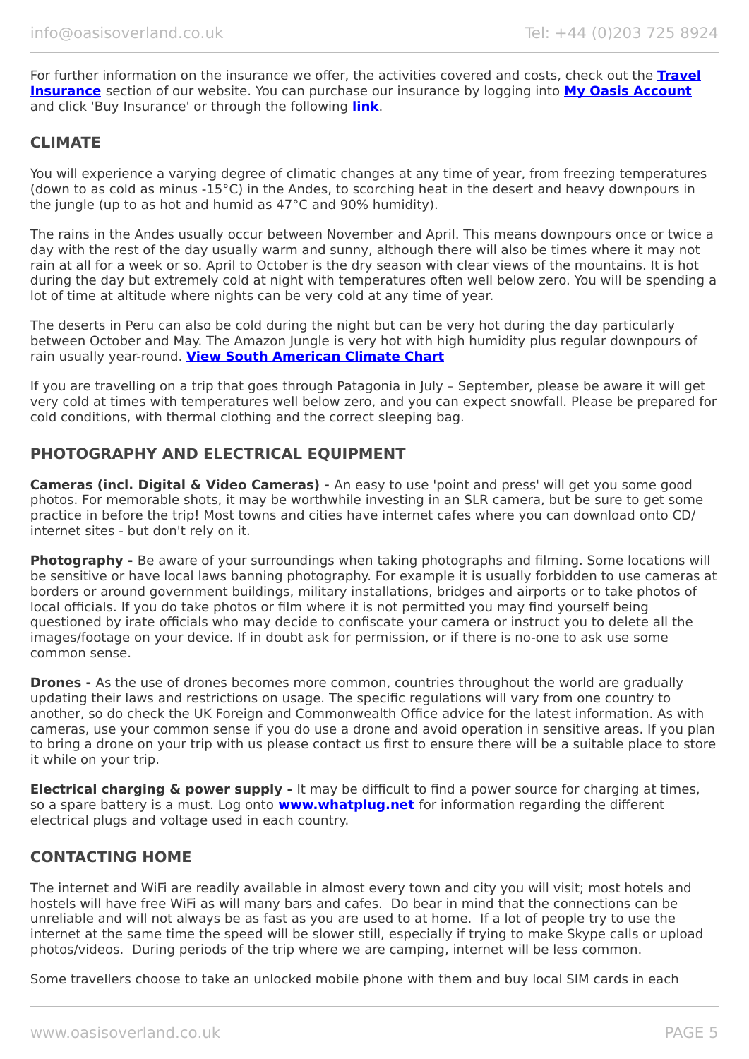For further information on the insurance we offer, the activities covered and costs, check out the **Travel Insurance** section of our website. You can purchase our insurance by logging into **My Oasis Account** and click 'Buy Insurance' or through the following **link**.

## CLIMATE

You will experience a varying degree of climatic changes at any time of year, from freezing temperatures (down to as cold as minus -15°C) in the Andes, to scorching heat in the desert and heavy downpours in the jungle (up to as hot and humid as 47°C and 90% humidity).

The rains in the Andes usually occur between November and April. This means downpours once or twice a day with the rest of the day usually warm and sunny, although there will also be times where it may not rain at all for a week or so. April to October is the dry season with clear views of the mountains. It is hot during the day but extremely cold at night with temperatures often well below zero. You will be spending a lot of time at altitude where nights can be very cold at any time of year.

The deserts in Peru can also be cold during the night but can be very hot during the day particularly between October and May. The Amazon Jungle is very hot with high humidity plus regular downpours of rain usually year-round. **View South American Climate Chart**

If you are travelling on a trip that goes through Patagonia in July – September, please be aware it will get very cold at times with temperatures well below zero, and you can expect snowfall. Please be prepared for cold conditions, with thermal clothing and the correct sleeping bag.

## PHOTOGRAPHY AND ELECTRICAL EQUIPMENT

**Cameras (incl. Digital & Video Cameras) -** An easy to use 'point and press' will get you some good photos. For memorable shots, it may be worthwhile investing in an SLR camera, but be sure to get some practice in before the trip! Most towns and cities have internet cafes where you can download onto CD/ internet sites - but don't rely on it.

**Photography -** Be aware of your surroundings when taking photographs and filming. Some locations will be sensitive or have local laws banning photography. For example it is usually forbidden to use cameras at borders or around government buildings, military installations, bridges and airports or to take photos of local officials. If you do take photos or film where it is not permitted you may find yourself being questioned by irate officials who may decide to confiscate your camera or instruct you to delete all the images/footage on your device. If in doubt ask for permission, or if there is no-one to ask use some common sense.

**Drones -** As the use of drones becomes more common, countries throughout the world are gradually updating their laws and restrictions on usage. The specific regulations will vary from one country to another, so do check the UK Foreign and Commonwealth Office advice for the latest information. As with cameras, use your common sense if you do use a drone and avoid operation in sensitive areas. If you plan to bring a drone on your trip with us please contact us first to ensure there will be a suitable place to store it while on your trip.

**Electrical charging & power supply -** It may be difficult to find a power source for charging at times, so a spare battery is a must. Log onto **www.whatplug.net** for information regarding the different electrical plugs and voltage used in each country.

## CONTACTING HOME

The internet and WiFi are readily available in almost every town and city you will visit; most hotels and hostels will have free WiFi as will many bars and cafes. Do bear in mind that the connections can be unreliable and will not always be as fast as you are used to at home. If a lot of people try to use the internet at the same time the speed will be slower still, especially if trying to make Skype calls or upload photos/videos. During periods of the trip where we are camping, internet will be less common.

Some travellers choose to take an unlocked mobile phone with them and buy local SIM cards in each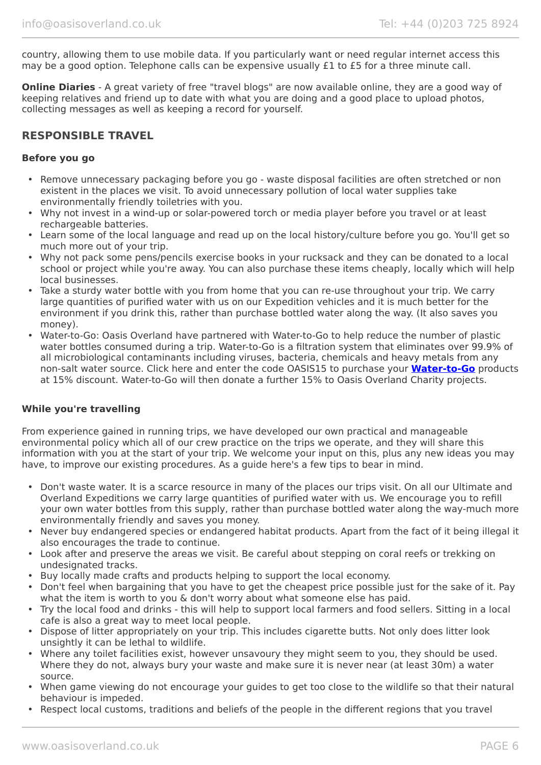country, allowing them to use mobile data. If you particularly want or need regular internet access this may be a good option. Telephone calls can be expensive usually £1 to £5 for a three minute call.

**Online Diaries** - A great variety of free "travel blogs" are now available online, they are a good way of keeping relatives and friend up to date with what you are doing and a good place to upload photos, collecting messages as well as keeping a record for yourself.

## RESPONSIBLE TRAVEL

### Before you go

- Remove unnecessary packaging before you go - waste disposal facilities are often stretched or non existent in the places we visit. To avoid unnecessary pollution of local water supplies take environmentally friendly toiletries with you.
- Why not invest in a wind-up or solar-powered torch or media player before you travel or at least rechargeable batteries.
- Learn some of the local language and read up on the local history/culture before you go. You'll get so much more out of your trip.
- Why not pack some pens/pencils exercise books in your rucksack and they can be donated to a local school or project while you're away. You can also purchase these items cheaply, locally which will help local businesses.
- Take a sturdy water bottle with you from home that you can re-use throughout your trip. We carry large quantities of purified water with us on our Expedition vehicles and it is much better for the environment if you drink this, rather than purchase bottled water along the way. (It also saves you money).
- Water-to-Go: Oasis Overland have partnered with Water-to-Go to help reduce the number of plastic water bottles consumed during a trip. Water-to-Go is a filtration system that eliminates over 99.9% of all microbiological contaminants including viruses, bacteria, chemicals and heavy metals from any non-salt water source. Click here and enter the code OASIS15 to purchase your **Water-to-Go** products at 15% discount. Water-to-Go will then donate a further 15% to Oasis Overland Charity projects.

### While you're travelling

From experience gained in running trips, we have developed our own practical and manageable environmental policy which all of our crew practice on the trips we operate, and they will share this information with you at the start of your trip. We welcome your input on this, plus any new ideas you may have, to improve our existing procedures. As a guide here's a few tips to bear in mind.

- Don't waste water. It is a scarce resource in many of the places our trips visit. On all our Ultimate and Overland Expeditions we carry large quantities of purified water with us. We encourage you to refill your own water bottles from this supply, rather than purchase bottled water along the way-much more environmentally friendly and saves you money.
- Never buy endangered species or endangered habitat products. Apart from the fact of it being illegal it also encourages the trade to continue.
- Look after and preserve the areas we visit. Be careful about stepping on coral reefs or trekking on undesignated tracks.
- Buy locally made crafts and products helping to support the local economy.
- Don't feel when bargaining that you have to get the cheapest price possible just for the sake of it. Pay what the item is worth to you & don't worry about what someone else has paid.
- Try the local food and drinks - this will help to support local farmers and food sellers. Sitting in a local cafe is also a great way to meet local people.
- Dispose of litter appropriately on your trip. This includes cigarette butts. Not only does litter look unsightly it can be lethal to wildlife.
- Where any toilet facilities exist, however unsavoury they might seem to you, they should be used. Where they do not, always bury your waste and make sure it is never near (at least 30m) a water source.
- When game viewing do not encourage your guides to get too close to the wildlife so that their natural behaviour is impeded.
- Respect local customs, traditions and beliefs of the people in the different regions that you travel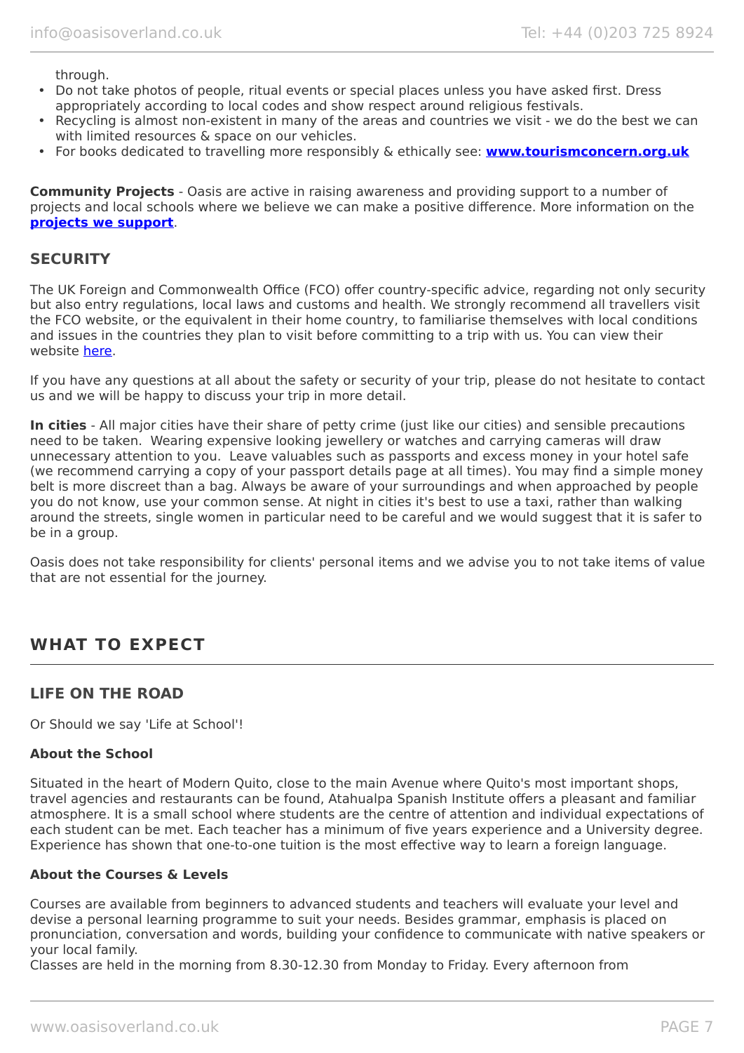through.

- Do not take photos of people, ritual events or special places unless you have asked first. Dress appropriately according to local codes and show respect around religious festivals.
- Recycling is almost non-existent in many of the areas and countries we visit - we do the best we can with limited resources & space on our vehicles.
- For books dedicated to travelling more responsibly & ethically see: **www.tourismconcern.org.uk**

**Community Projects** - Oasis are active in raising awareness and providing support to a number of projects and local schools where we believe we can make a positive difference. More information on the **projects we support**.

### SECURITY

The UK Foreign and Commonwealth Office (FCO) offer country-specific advice, regarding not only security but also entry regulations, local laws and customs and health. We strongly recommend all travellers visit the FCO website, or the equivalent in their home country, to familiarise themselves with local conditions and issues in the countries they plan to visit before committing to a trip with us. You can view their website here.

If you have any questions at all about the safety or security of your trip, please do not hesitate to contact us and we will be happy to discuss your trip in more detail.

**In cities** - All major cities have their share of petty crime (just like our cities) and sensible precautions need to be taken. Wearing expensive looking jewellery or watches and carrying cameras will draw unnecessary attention to you. Leave valuables such as passports and excess money in your hotel safe (we recommend carrying a copy of your passport details page at all times). You may find a simple money belt is more discreet than a bag. Always be aware of your surroundings and when approached by people you do not know, use your common sense. At night in cities it's best to use a taxi, rather than walking around the streets, single women in particular need to be careful and we would suggest that it is safer to be in a group.

Oasis does not take responsibility for clients' personal items and we advise you to not take items of value that are not essential for the journey.

## WHAT TO EXPECT

### LIFE ON THE ROAD

Or Should we say 'Life at School'!

**About the School**

Situated in the heart of Modern Quito, close to the main Avenue where Quito's most important shops, travel agencies and restaurants can be found, Atahualpa Spanish Institute offers a pleasant and familiar atmosphere. It is a small school where students are the centre of attention and individual expectations of each student can be met. Each teacher has a minimum of five years experience and a University degree. Experience has shown that one-to-one tuition is the most effective way to learn a foreign language.

**About the Courses & Levels**

Courses are available from beginners to advanced students and teachers will evaluate your level and devise a personal learning programme to suit your needs. Besides grammar, emphasis is placed on pronunciation, conversation and words, building your confidence to communicate with native speakers or your local family.
Classes are held in the morning from 8.30-12.30 from Monday to Friday. Every afternoon from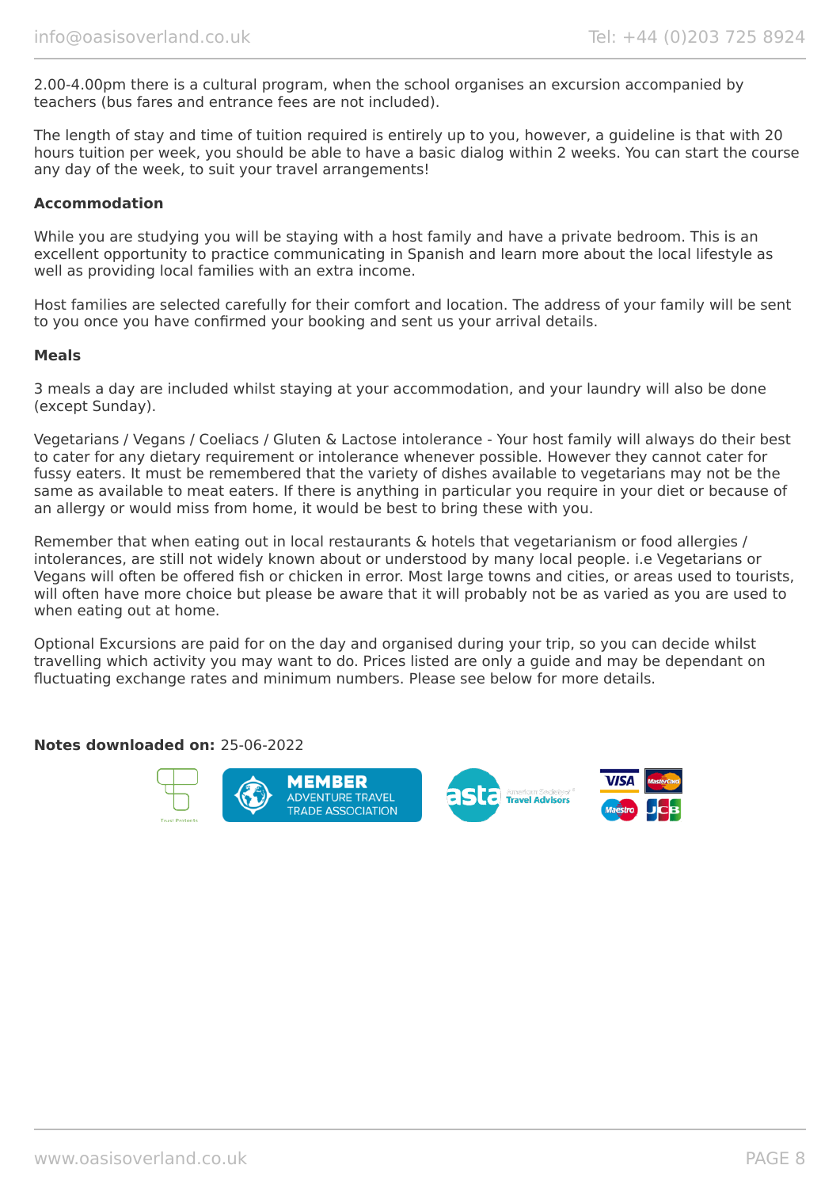2.00-4.00pm there is a cultural program, when the school organises an excursion accompanied by teachers (bus fares and entrance fees are not included).

The length of stay and time of tuition required is entirely up to you, however, a guideline is that with 20 hours tuition per week, you should be able to have a basic dialog within 2 weeks. You can start the course any day of the week, to suit your travel arrangements!

**Accommodation**

While you are studying you will be staying with a host family and have a private bedroom. This is an excellent opportunity to practice communicating in Spanish and learn more about the local lifestyle as well as providing local families with an extra income.

Host families are selected carefully for their comfort and location. The address of your family will be sent to you once you have confirmed your booking and sent us your arrival details.

**Meals**

3 meals a day are included whilst staying at your accommodation, and your laundry will also be done (except Sunday).

Vegetarians / Vegans / Coeliacs / Gluten & Lactose intolerance - Your host family will always do their best to cater for any dietary requirement or intolerance whenever possible. However they cannot cater for fussy eaters. It must be remembered that the variety of dishes available to vegetarians may not be the same as available to meat eaters. If there is anything in particular you require in your diet or because of an allergy or would miss from home, it would be best to bring these with you.

Remember that when eating out in local restaurants & hotels that vegetarianism or food allergies / intolerances, are still not widely known about or understood by many local people. i.e Vegetarians or Vegans will often be offered fish or chicken in error. Most large towns and cities, or areas used to tourists, will often have more choice but please be aware that it will probably not be as varied as you are used to when eating out at home.

Optional Excursions are paid for on the day and organised during your trip, so you can decide whilst travelling which activity you may want to do. Prices listed are only a guide and may be dependant on fluctuating exchange rates and minimum numbers. Please see below for more details.

**Notes downloaded on:** 25-06-2022